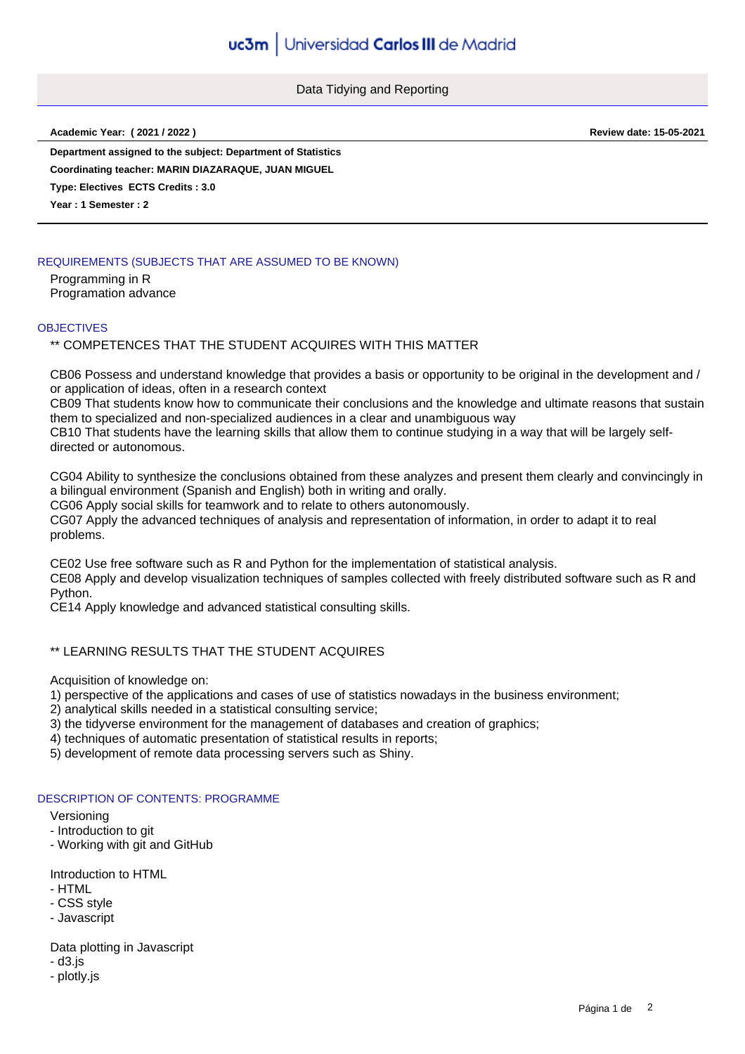# Data Tidying and Reporting

**Academic Year: ( 2021 / 2022 )** **Review date: 15-05-2021**

**Department assigned to the subject: Department of Statistics**

**Coordinating teacher: MARIN DIAZARAQUE, JUAN MIGUEL**

**Type: Electives ECTS Credits : 3.0**

**Year : 1 Semester : 2**

## REQUIREMENTS (SUBJECTS THAT ARE ASSUMED TO BE KNOWN)

Programming in R
Programation advance

## OBJECTIVES

** COMPETENCES THAT THE STUDENT ACQUIRES WITH THIS MATTER

CB06 Possess and understand knowledge that provides a basis or opportunity to be original in the development and / or application of ideas, often in a research context
CB09 That students know how to communicate their conclusions and the knowledge and ultimate reasons that sustain them to specialized and non-specialized audiences in a clear and unambiguous way
CB10 That students have the learning skills that allow them to continue studying in a way that will be largely self-directed or autonomous.

CG04 Ability to synthesize the conclusions obtained from these analyzes and present them clearly and convincingly in a bilingual environment (Spanish and English) both in writing and orally.
CG06 Apply social skills for teamwork and to relate to others autonomously.
CG07 Apply the advanced techniques of analysis and representation of information, in order to adapt it to real problems.

CE02 Use free software such as R and Python for the implementation of statistical analysis.
CE08 Apply and develop visualization techniques of samples collected with freely distributed software such as R and Python.
CE14 Apply knowledge and advanced statistical consulting skills.

** LEARNING RESULTS THAT THE STUDENT ACQUIRES

Acquisition of knowledge on:
1) perspective of the applications and cases of use of statistics nowadays in the business environment;
2) analytical skills needed in a statistical consulting service;
3) the tidyverse environment for the management of databases and creation of graphics;
4) techniques of automatic presentation of statistical results in reports;
5) development of remote data processing servers such as Shiny.

## DESCRIPTION OF CONTENTS: PROGRAMME

Versioning
- Introduction to git
- Working with git and GitHub

Introduction to HTML
- HTML
- CSS style
- Javascript

Data plotting in Javascript
- d3.js
- plotly.js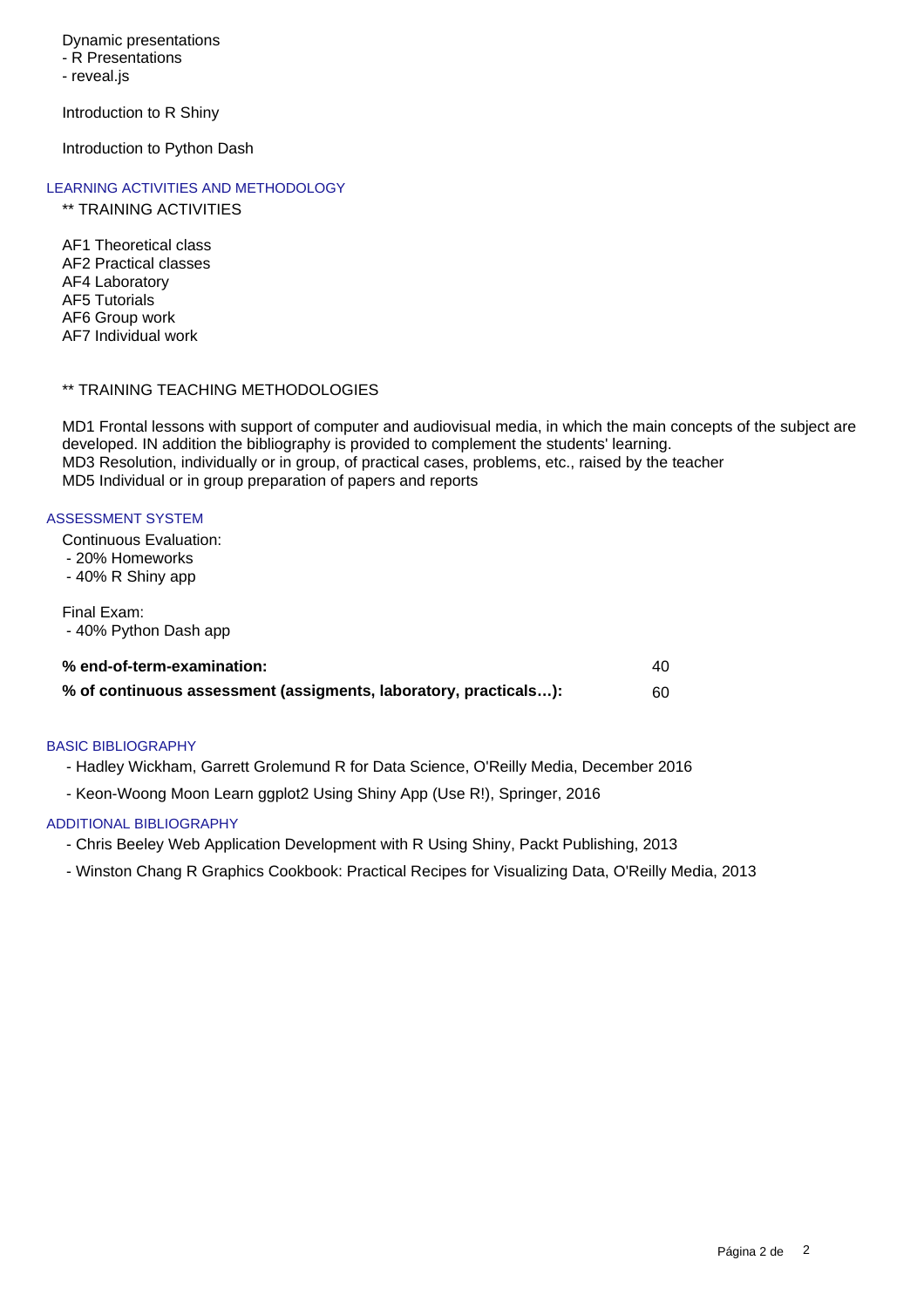Dynamic presentations
- R Presentations
- reveal.js

Introduction to R Shiny

Introduction to Python Dash

## LEARNING ACTIVITIES AND METHODOLOGY

** TRAINING ACTIVITIES

AF1 Theoretical class
AF2 Practical classes
AF4 Laboratory
AF5 Tutorials
AF6 Group work
AF7 Individual work

** TRAINING TEACHING METHODOLOGIES

MD1 Frontal lessons with support of computer and audiovisual media, in which the main concepts of the subject are developed. IN addition the bibliography is provided to complement the students' learning.
MD3 Resolution, individually or in group, of practical cases, problems, etc., raised by the teacher
MD5 Individual or in group preparation of papers and reports

## ASSESSMENT SYSTEM

Continuous Evaluation:
- 20% Homeworks
- 40% R Shiny app

Final Exam:
- 40% Python Dash app

| | |
|---|---|
| **% end-of-term-examination:** | 40 |
| **% of continuous assessment (assigments, laboratory, practicals…):** | 60 |

## BASIC BIBLIOGRAPHY

- Hadley Wickham, Garrett Grolemund R for Data Science, O'Reilly Media, December 2016
- Keon-Woong Moon Learn ggplot2 Using Shiny App (Use R!), Springer, 2016

## ADDITIONAL BIBLIOGRAPHY

- Chris Beeley Web Application Development with R Using Shiny, Packt Publishing, 2013
- Winston Chang R Graphics Cookbook: Practical Recipes for Visualizing Data, O'Reilly Media, 2013